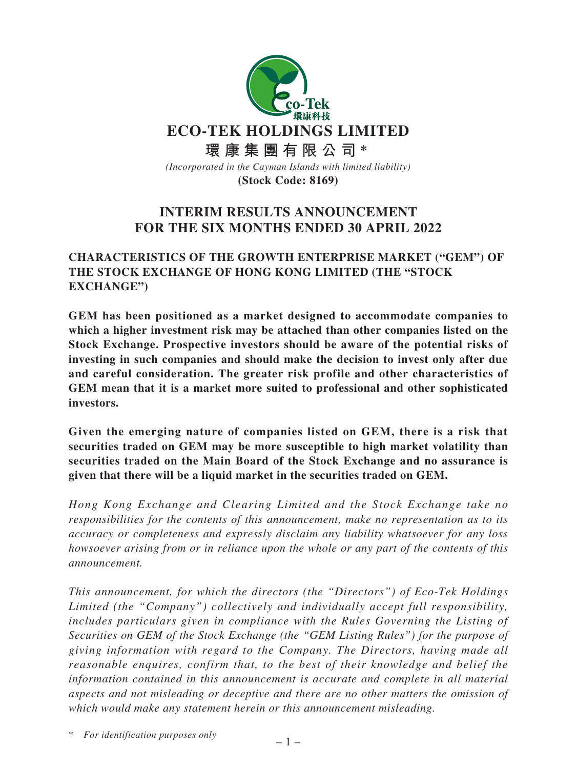# ECO-TEK HOLDINGS LIMITED

# 環康集團有限公司*

*(Incorporated in the Cayman Islands with limited liability)*

**(Stock Code: 8169)**

## INTERIM RESULTS ANNOUNCEMENT FOR THE SIX MONTHS ENDED 30 APRIL 2022

### CHARACTERISTICS OF THE GROWTH ENTERPRISE MARKET ("GEM") OF THE STOCK EXCHANGE OF HONG KONG LIMITED (THE "STOCK EXCHANGE")

**GEM has been positioned as a market designed to accommodate companies to which a higher investment risk may be attached than other companies listed on the Stock Exchange. Prospective investors should be aware of the potential risks of investing in such companies and should make the decision to invest only after due and careful consideration. The greater risk profile and other characteristics of GEM mean that it is a market more suited to professional and other sophisticated investors.**

**Given the emerging nature of companies listed on GEM, there is a risk that securities traded on GEM may be more susceptible to high market volatility than securities traded on the Main Board of the Stock Exchange and no assurance is given that there will be a liquid market in the securities traded on GEM.**

*Hong Kong Exchange and Clearing Limited and the Stock Exchange take no responsibilities for the contents of this announcement, make no representation as to its accuracy or completeness and expressly disclaim any liability whatsoever for any loss howsoever arising from or in reliance upon the whole or any part of the contents of this announcement.*

*This announcement, for which the directors (the "Directors") of Eco-Tek Holdings Limited (the "Company") collectively and individually accept full responsibility, includes particulars given in compliance with the Rules Governing the Listing of Securities on GEM of the Stock Exchange (the "GEM Listing Rules") for the purpose of giving information with regard to the Company. The Directors, having made all reasonable enquires, confirm that, to the best of their knowledge and belief the information contained in this announcement is accurate and complete in all material aspects and not misleading or deceptive and there are no other matters the omission of which would make any statement herein or this announcement misleading.*

\* *For identification purposes only*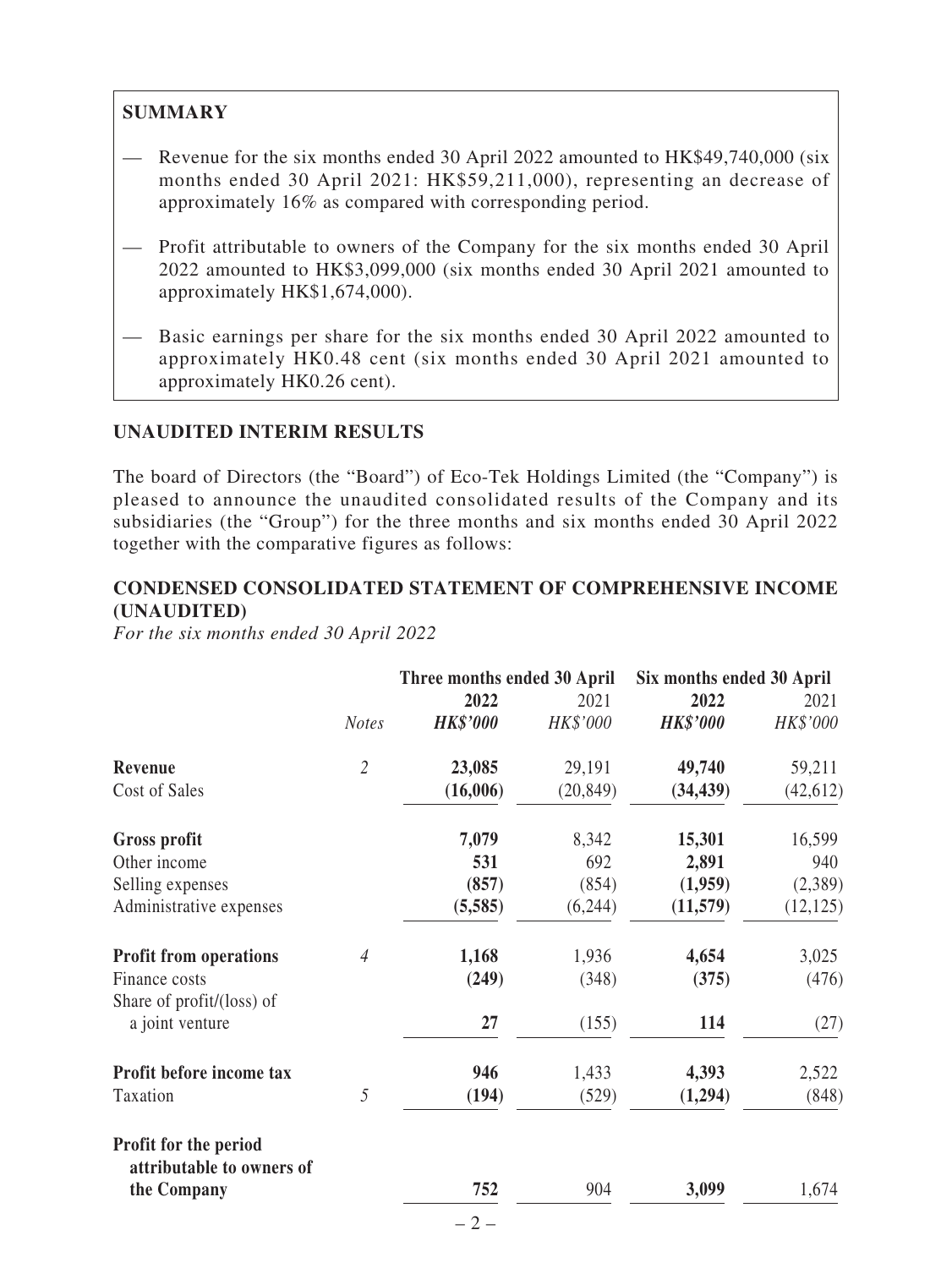## SUMMARY

- Revenue for the six months ended 30 April 2022 amounted to HK$49,740,000 (six months ended 30 April 2021: HK$59,211,000), representing an decrease of approximately 16% as compared with corresponding period.
- Profit attributable to owners of the Company for the six months ended 30 April 2022 amounted to HK$3,099,000 (six months ended 30 April 2021 amounted to approximately HK$1,674,000).
- Basic earnings per share for the six months ended 30 April 2022 amounted to approximately HK0.48 cent (six months ended 30 April 2021 amounted to approximately HK0.26 cent).

## UNAUDITED INTERIM RESULTS

The board of Directors (the "Board") of Eco-Tek Holdings Limited (the "Company") is pleased to announce the unaudited consolidated results of the Company and its subsidiaries (the "Group") for the three months and six months ended 30 April 2022 together with the comparative figures as follows:

## CONDENSED CONSOLIDATED STATEMENT OF COMPREHENSIVE INCOME (UNAUDITED)

*For the six months ended 30 April 2022*

| | | Three months ended 30 April | | Six months ended 30 April | |
|---|---|---|---|---|---|
| | | **2022** | 2021 | **2022** | 2021 |
| | *Notes* | ***HK$'000*** | *HK$'000* | ***HK$'000*** | *HK$'000* |
| **Revenue** | *2* | **23,085** | 29,191 | **49,740** | 59,211 |
| Cost of Sales | | **(16,006)** | (20,849) | **(34,439)** | (42,612) |
| **Gross profit** | | **7,079** | 8,342 | **15,301** | 16,599 |
| Other income | | **531** | 692 | **2,891** | 940 |
| Selling expenses | | **(857)** | (854) | **(1,959)** | (2,389) |
| Administrative expenses | | **(5,585)** | (6,244) | **(11,579)** | (12,125) |
| **Profit from operations** | *4* | **1,168** | 1,936 | **4,654** | 3,025 |
| Finance costs | | **(249)** | (348) | **(375)** | (476) |
| Share of profit/(loss) of a joint venture | | **27** | (155) | **114** | (27) |
| **Profit before income tax** | | **946** | 1,433 | **4,393** | 2,522 |
| Taxation | *5* | **(194)** | (529) | **(1,294)** | (848) |
| **Profit for the period attributable to owners of the Company** | | **752** | 904 | **3,099** | 1,674 |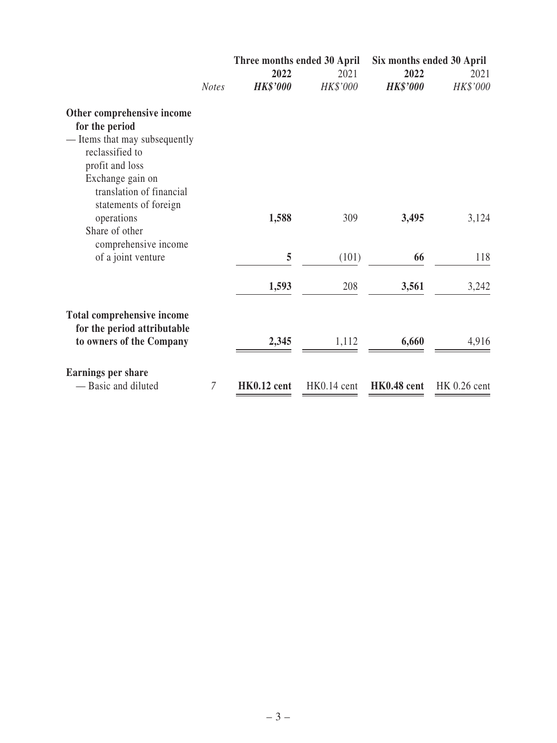| | Notes | Three months ended 30 April | | Six months ended 30 April | |
|---|---|---|---|---|---|
| | | **2022** | 2021 | **2022** | 2021 |
| | | ***HK$'000*** | *HK$'000* | ***HK$'000*** | *HK$'000* |
| **Other comprehensive income for the period** | | | | | |
| — Items that may subsequently reclassified to profit and loss | | | | | |
| Exchange gain on translation of financial statements of foreign operations | | **1,588** | 309 | **3,495** | 3,124 |
| Share of other comprehensive income of a joint venture | | **5** | (101) | **66** | 118 |
| | | **1,593** | 208 | **3,561** | 3,242 |
| **Total comprehensive income for the period attributable to owners of the Company** | | **2,345** | 1,112 | **6,660** | 4,916 |
| **Earnings per share** | | | | | |
| — Basic and diluted | *7* | **HK0.12 cent** | HK0.14 cent | **HK0.48 cent** | HK 0.26 cent |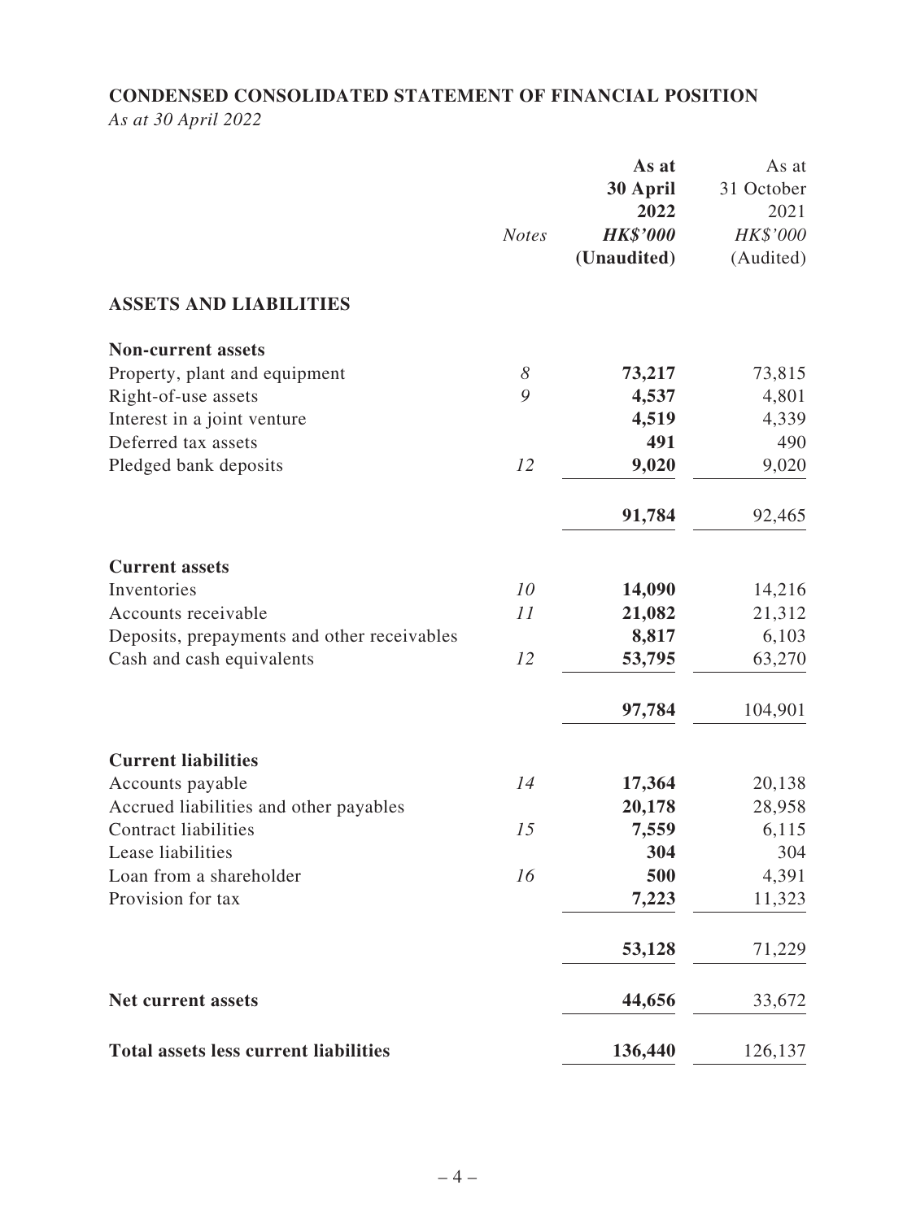## CONDENSED CONSOLIDATED STATEMENT OF FINANCIAL POSITION

*As at 30 April 2022*

| | *Notes* | **As at 30 April 2022** ***HK$'000*** **(Unaudited)** | As at 31 October 2021 *HK$'000* (Audited) |
|---|---|---|---|
| **ASSETS AND LIABILITIES** | | | |
| **Non-current assets** | | | |
| Property, plant and equipment | *8* | **73,217** | 73,815 |
| Right-of-use assets | *9* | **4,537** | 4,801 |
| Interest in a joint venture | | **4,519** | 4,339 |
| Deferred tax assets | | **491** | 490 |
| Pledged bank deposits | *12* | **9,020** | 9,020 |
| | | **91,784** | 92,465 |
| **Current assets** | | | |
| Inventories | *10* | **14,090** | 14,216 |
| Accounts receivable | *11* | **21,082** | 21,312 |
| Deposits, prepayments and other receivables | | **8,817** | 6,103 |
| Cash and cash equivalents | *12* | **53,795** | 63,270 |
| | | **97,784** | 104,901 |
| **Current liabilities** | | | |
| Accounts payable | *14* | **17,364** | 20,138 |
| Accrued liabilities and other payables | | **20,178** | 28,958 |
| Contract liabilities | *15* | **7,559** | 6,115 |
| Lease liabilities | | **304** | 304 |
| Loan from a shareholder | *16* | **500** | 4,391 |
| Provision for tax | | **7,223** | 11,323 |
| | | **53,128** | 71,229 |
| **Net current assets** | | **44,656** | 33,672 |
| **Total assets less current liabilities** | | **136,440** | 126,137 |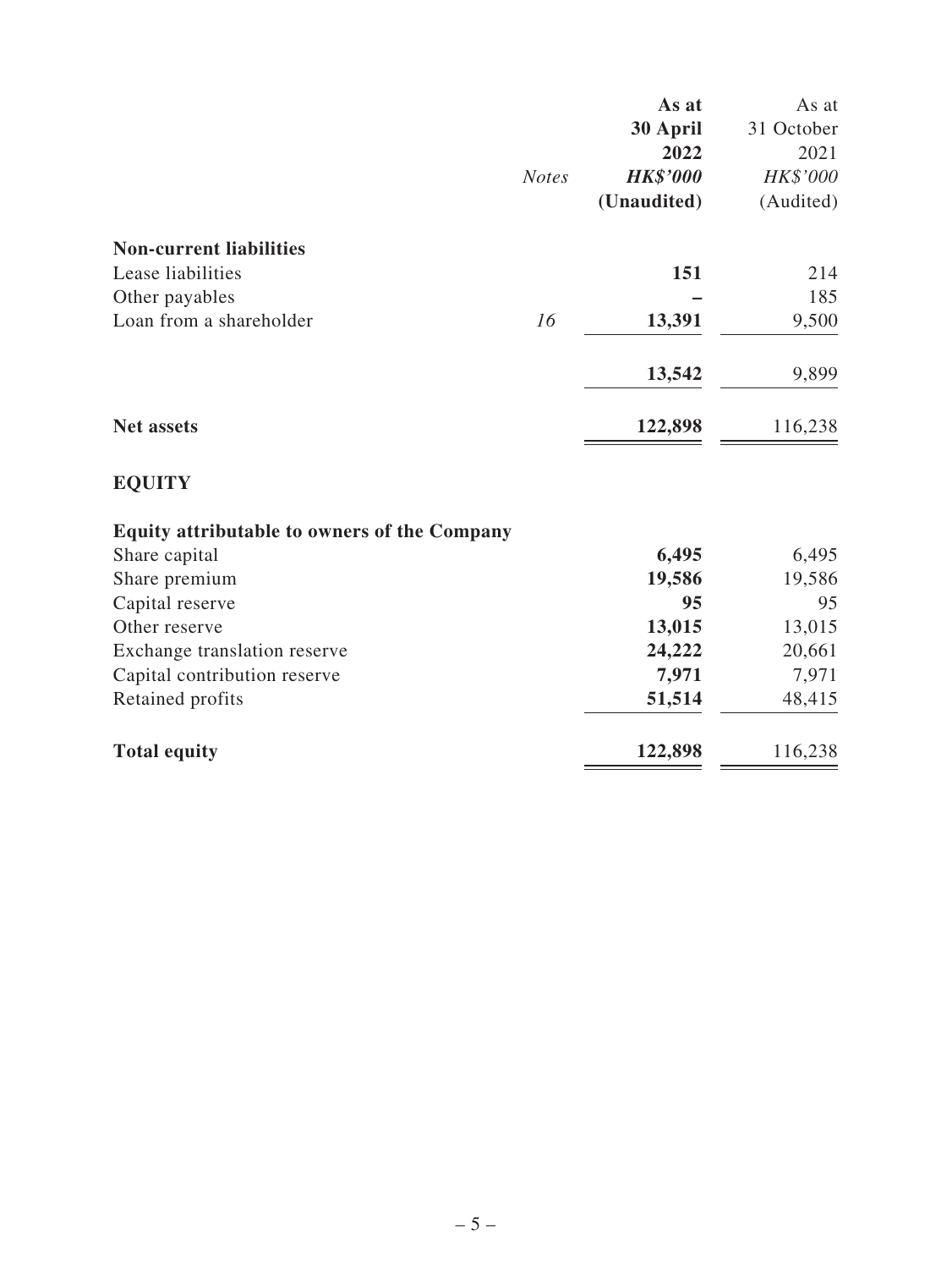| | *Notes* | **As at 30 April 2022** | As at 31 October 2021 |
|---|---|---|---|
| | | ***HK$'000*** | *HK$'000* |
| | | **(Unaudited)** | (Audited) |
| **Non-current liabilities** | | | |
| Lease liabilities | | **151** | 214 |
| Other payables | | **–** | 185 |
| Loan from a shareholder | *16* | **13,391** | 9,500 |
| | | **13,542** | 9,899 |
| **Net assets** | | **122,898** | 116,238 |
| **EQUITY** | | | |
| **Equity attributable to owners of the Company** | | | |
| Share capital | | **6,495** | 6,495 |
| Share premium | | **19,586** | 19,586 |
| Capital reserve | | **95** | 95 |
| Other reserve | | **13,015** | 13,015 |
| Exchange translation reserve | | **24,222** | 20,661 |
| Capital contribution reserve | | **7,971** | 7,971 |
| Retained profits | | **51,514** | 48,415 |
| **Total equity** | | **122,898** | 116,238 |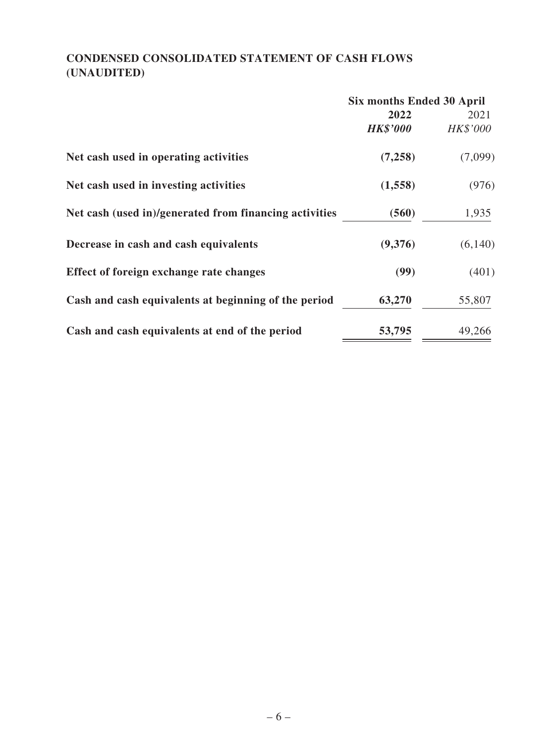## CONDENSED CONSOLIDATED STATEMENT OF CASH FLOWS (UNAUDITED)

| | Six months Ended 30 April | |
|---|---|---|
| | **2022** | 2021 |
| | ***HK$'000*** | *HK$'000* |
| **Net cash used in operating activities** | **(7,258)** | (7,099) |
| **Net cash used in investing activities** | **(1,558)** | (976) |
| **Net cash (used in)/generated from financing activities** | **(560)** | 1,935 |
| **Decrease in cash and cash equivalents** | **(9,376)** | (6,140) |
| **Effect of foreign exchange rate changes** | **(99)** | (401) |
| **Cash and cash equivalents at beginning of the period** | **63,270** | 55,807 |
| **Cash and cash equivalents at end of the period** | **53,795** | 49,266 |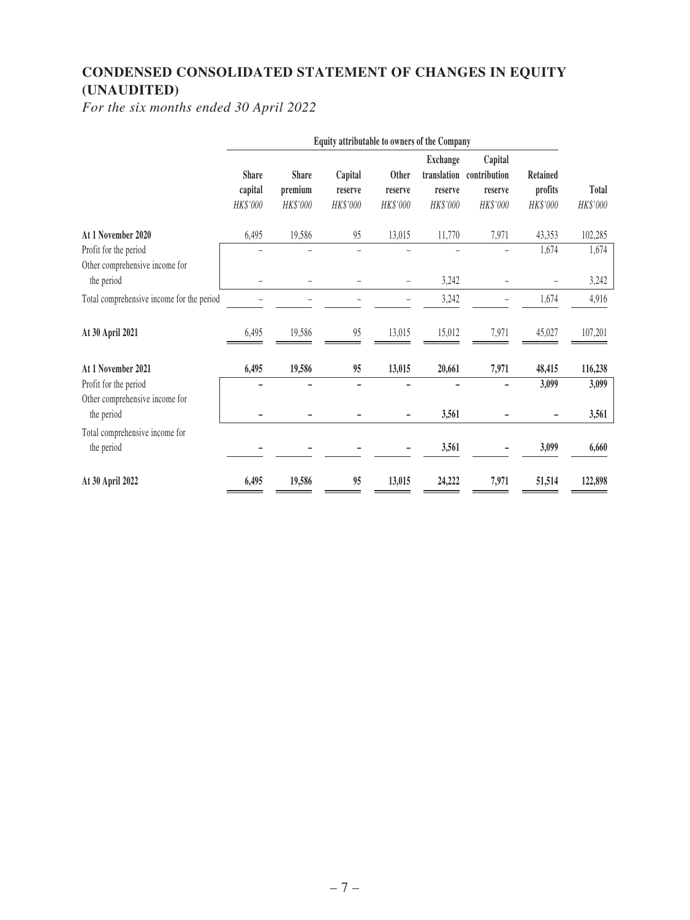# CONDENSED CONSOLIDATED STATEMENT OF CHANGES IN EQUITY (UNAUDITED)

*For the six months ended 30 April 2022*

| | Equity attributable to owners of the Company | | | | | | | |
|---|---|---|---|---|---|---|---|---|
| | Share capital | Share premium | Capital reserve | Other reserve | Exchange translation reserve | Capital contribution reserve | Retained profits | Total |
| | *HK$'000* | *HK$'000* | *HK$'000* | *HK$'000* | *HK$'000* | *HK$'000* | *HK$'000* | *HK$'000* |
| **At 1 November 2020** | 6,495 | 19,586 | 95 | 13,015 | 11,770 | 7,971 | 43,353 | 102,285 |
| Profit for the period | – | – | – | – | – | – | 1,674 | 1,674 |
| Other comprehensive income for the period | – | – | – | – | 3,242 | – | – | 3,242 |
| Total comprehensive income for the period | – | – | – | – | 3,242 | – | 1,674 | 4,916 |
| **At 30 April 2021** | 6,495 | 19,586 | 95 | 13,015 | 15,012 | 7,971 | 45,027 | 107,201 |
| **At 1 November 2021** | **6,495** | **19,586** | **95** | **13,015** | **20,661** | **7,971** | **48,415** | **116,238** |
| Profit for the period | **–** | **–** | **–** | **–** | **–** | **–** | **3,099** | **3,099** |
| Other comprehensive income for the period | **–** | **–** | **–** | **–** | **3,561** | **–** | **–** | **3,561** |
| Total comprehensive income for the period | **–** | **–** | **–** | **–** | **3,561** | **–** | **3,099** | **6,660** |
| **At 30 April 2022** | **6,495** | **19,586** | **95** | **13,015** | **24,222** | **7,971** | **51,514** | **122,898** |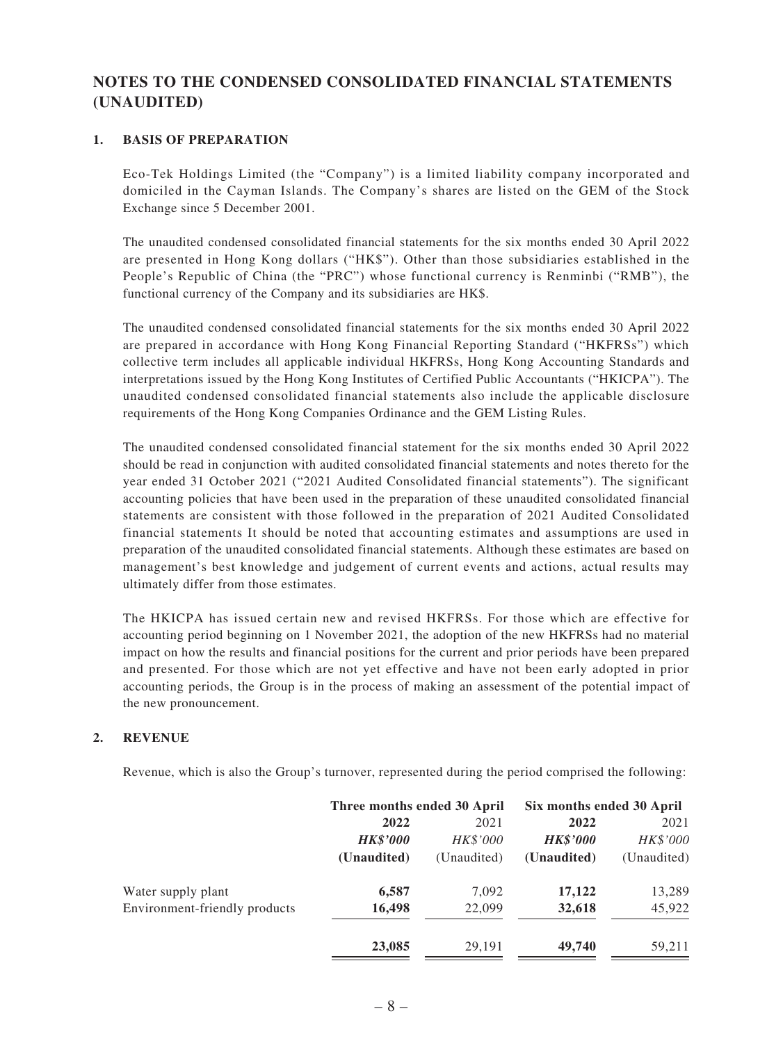# NOTES TO THE CONDENSED CONSOLIDATED FINANCIAL STATEMENTS (UNAUDITED)

## 1. BASIS OF PREPARATION

Eco-Tek Holdings Limited (the "Company") is a limited liability company incorporated and domiciled in the Cayman Islands. The Company's shares are listed on the GEM of the Stock Exchange since 5 December 2001.

The unaudited condensed consolidated financial statements for the six months ended 30 April 2022 are presented in Hong Kong dollars ("HK$"). Other than those subsidiaries established in the People's Republic of China (the "PRC") whose functional currency is Renminbi ("RMB"), the functional currency of the Company and its subsidiaries are HK$.

The unaudited condensed consolidated financial statements for the six months ended 30 April 2022 are prepared in accordance with Hong Kong Financial Reporting Standard ("HKFRSs") which collective term includes all applicable individual HKFRSs, Hong Kong Accounting Standards and interpretations issued by the Hong Kong Institutes of Certified Public Accountants ("HKICPA"). The unaudited condensed consolidated financial statements also include the applicable disclosure requirements of the Hong Kong Companies Ordinance and the GEM Listing Rules.

The unaudited condensed consolidated financial statement for the six months ended 30 April 2022 should be read in conjunction with audited consolidated financial statements and notes thereto for the year ended 31 October 2021 ("2021 Audited Consolidated financial statements"). The significant accounting policies that have been used in the preparation of these unaudited consolidated financial statements are consistent with those followed in the preparation of 2021 Audited Consolidated financial statements It should be noted that accounting estimates and assumptions are used in preparation of the unaudited consolidated financial statements. Although these estimates are based on management's best knowledge and judgement of current events and actions, actual results may ultimately differ from those estimates.

The HKICPA has issued certain new and revised HKFRSs. For those which are effective for accounting period beginning on 1 November 2021, the adoption of the new HKFRSs had no material impact on how the results and financial positions for the current and prior periods have been prepared and presented. For those which are not yet effective and have not been early adopted in prior accounting periods, the Group is in the process of making an assessment of the potential impact of the new pronouncement.

## 2. REVENUE

Revenue, which is also the Group's turnover, represented during the period comprised the following:

| | Three months ended 30 April | | Six months ended 30 April | |
|---|---|---|---|---|
| | **2022** | 2021 | **2022** | 2021 |
| | ***HK$'000*** | *HK$'000* | ***HK$'000*** | *HK$'000* |
| | **(Unaudited)** | (Unaudited) | **(Unaudited)** | (Unaudited) |
| Water supply plant | **6,587** | 7,092 | **17,122** | 13,289 |
| Environment-friendly products | **16,498** | 22,099 | **32,618** | 45,922 |
| | **23,085** | 29,191 | **49,740** | 59,211 |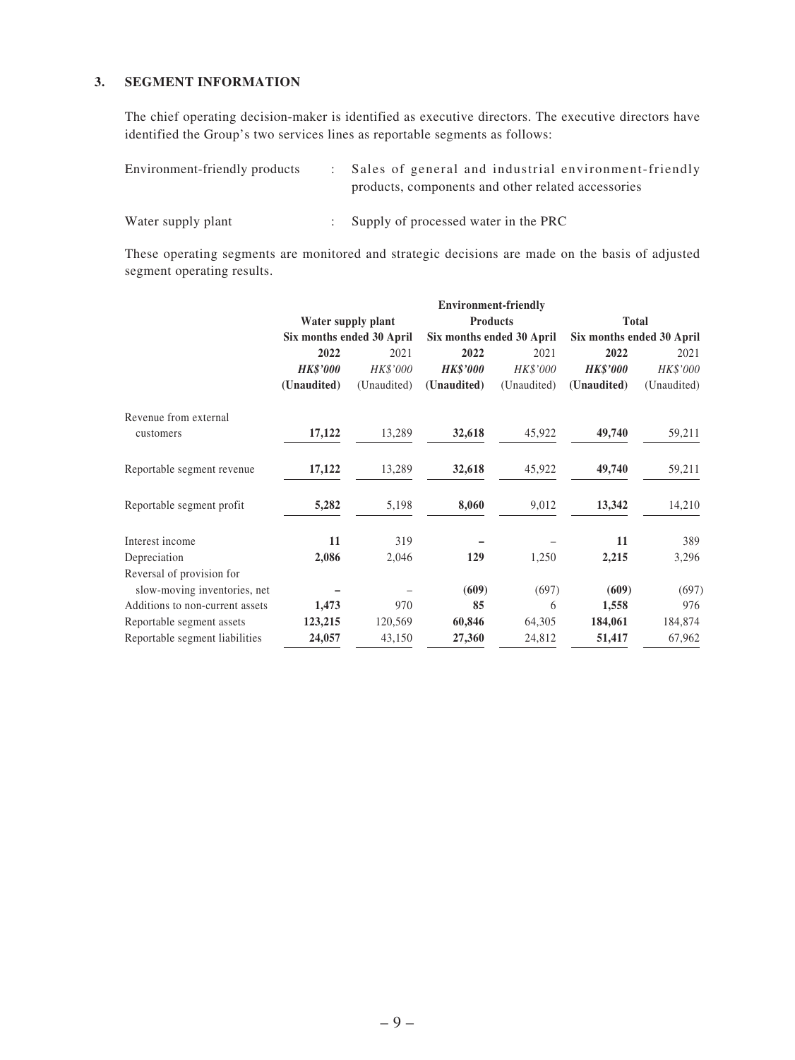### 3. SEGMENT INFORMATION

The chief operating decision-maker is identified as executive directors. The executive directors have identified the Group's two services lines as reportable segments as follows:

| | | |
|---|---|---|
| Environment-friendly products | : | Sales of general and industrial environment-friendly products, components and other related accessories |
| Water supply plant | : | Supply of processed water in the PRC |

These operating segments are monitored and strategic decisions are made on the basis of adjusted segment operating results.

| | **Water supply plant** | | **Environment-friendly Products** | | **Total** | |
|---|---|---|---|---|---|---|
| | **Six months ended 30 April** | | **Six months ended 30 April** | | **Six months ended 30 April** | |
| | **2022** | 2021 | **2022** | 2021 | **2022** | 2021 |
| | ***HK$'000*** | *HK$'000* | ***HK$'000*** | *HK$'000* | ***HK$'000*** | *HK$'000* |
| | **(Unaudited)** | (Unaudited) | **(Unaudited)** | (Unaudited) | **(Unaudited)** | (Unaudited) |
| Revenue from external customers | **17,122** | 13,289 | **32,618** | 45,922 | **49,740** | 59,211 |
| Reportable segment revenue | **17,122** | 13,289 | **32,618** | 45,922 | **49,740** | 59,211 |
| Reportable segment profit | **5,282** | 5,198 | **8,060** | 9,012 | **13,342** | 14,210 |
| Interest income | **11** | 319 | **–** | – | **11** | 389 |
| Depreciation | **2,086** | 2,046 | **129** | 1,250 | **2,215** | 3,296 |
| Reversal of provision for slow-moving inventories, net | **–** | – | **(609)** | (697) | **(609)** | (697) |
| Additions to non-current assets | **1,473** | 970 | **85** | 6 | **1,558** | 976 |
| Reportable segment assets | **123,215** | 120,569 | **60,846** | 64,305 | **184,061** | 184,874 |
| Reportable segment liabilities | **24,057** | 43,150 | **27,360** | 24,812 | **51,417** | 67,962 |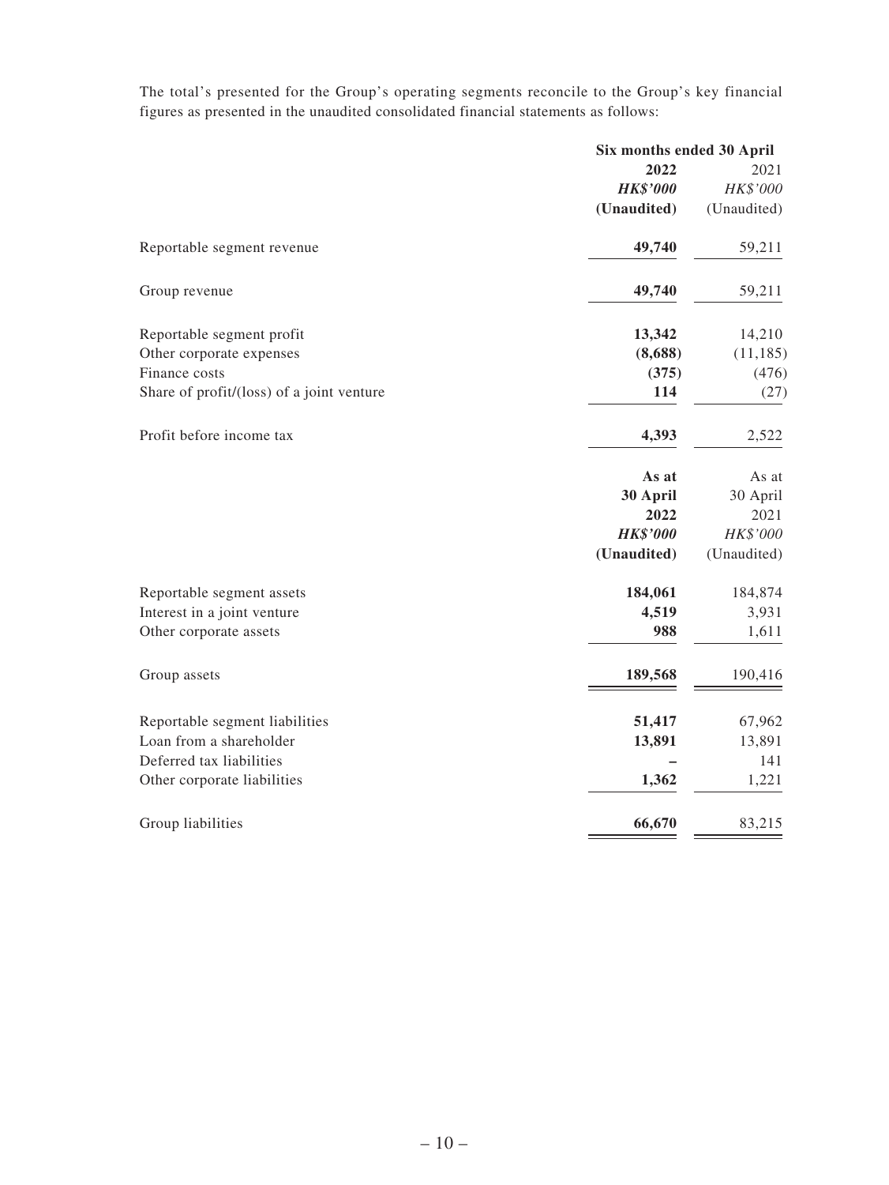The total's presented for the Group's operating segments reconcile to the Group's key financial figures as presented in the unaudited consolidated financial statements as follows:

| | Six months ended 30 April | |
|---|---|---|
| | **2022** | 2021 |
| | ***HK$'000*** | *HK$'000* |
| | **(Unaudited)** | (Unaudited) |
| Reportable segment revenue | **49,740** | 59,211 |
| Group revenue | **49,740** | 59,211 |
| Reportable segment profit | **13,342** | 14,210 |
| Other corporate expenses | **(8,688)** | (11,185) |
| Finance costs | **(375)** | (476) |
| Share of profit/(loss) of a joint venture | **114** | (27) |
| Profit before income tax | **4,393** | 2,522 |

| | **As at 30 April 2022** | As at 30 April 2021 |
|---|---|---|
| | ***HK$'000*** | *HK$'000* |
| | **(Unaudited)** | (Unaudited) |
| Reportable segment assets | **184,061** | 184,874 |
| Interest in a joint venture | **4,519** | 3,931 |
| Other corporate assets | **988** | 1,611 |
| Group assets | **189,568** | 190,416 |
| Reportable segment liabilities | **51,417** | 67,962 |
| Loan from a shareholder | **13,891** | 13,891 |
| Deferred tax liabilities | **–** | 141 |
| Other corporate liabilities | **1,362** | 1,221 |
| Group liabilities | **66,670** | 83,215 |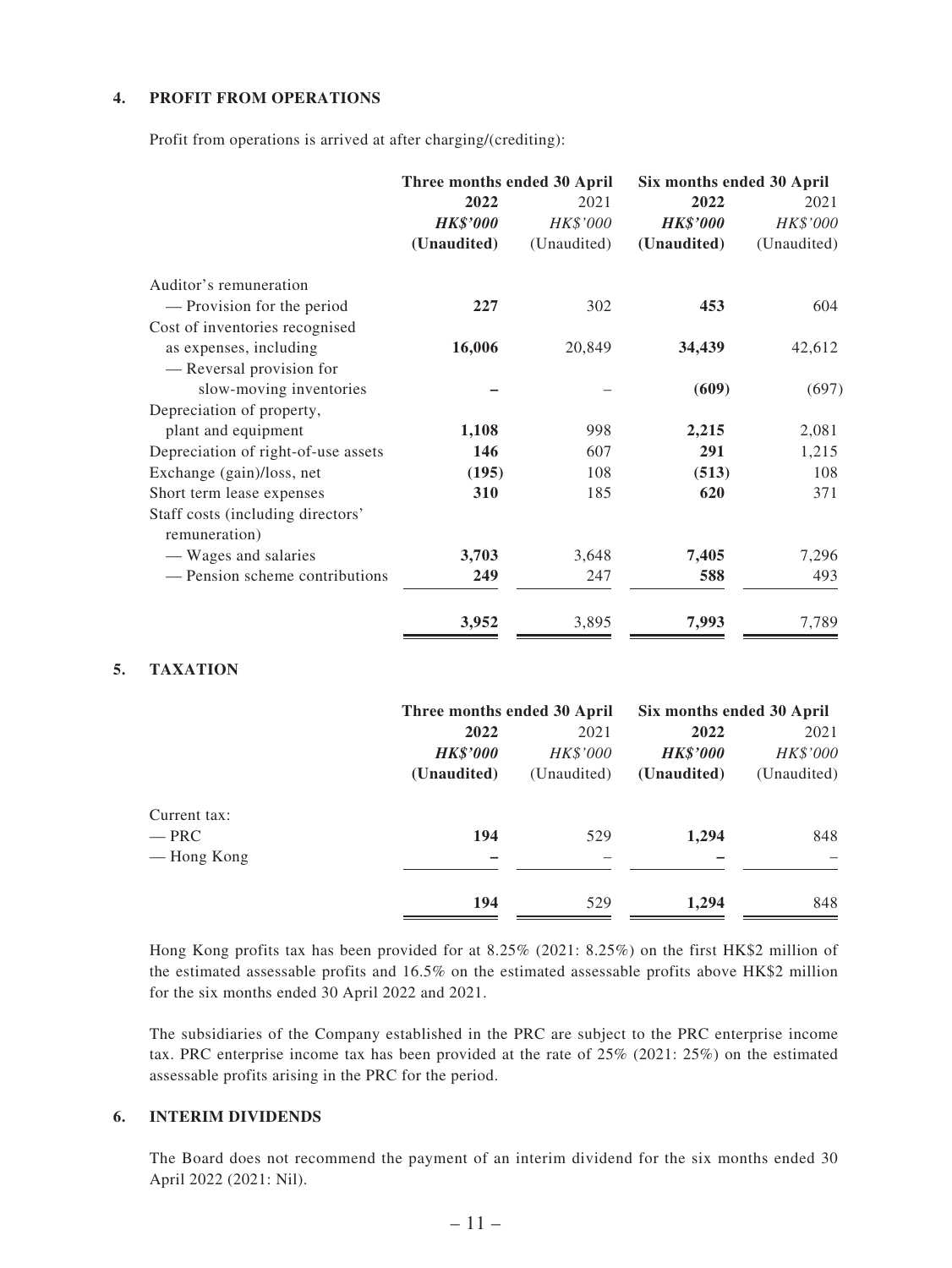**4. PROFIT FROM OPERATIONS**

Profit from operations is arrived at after charging/(crediting):

| | Three months ended 30 April | | Six months ended 30 April | |
|---|---|---|---|---|
| | **2022** | 2021 | **2022** | 2021 |
| | ***HK$'000*** | *HK$'000* | ***HK$'000*** | *HK$'000* |
| | **(Unaudited)** | (Unaudited) | **(Unaudited)** | (Unaudited) |
| Auditor's remuneration | | | | |
| — Provision for the period | **227** | 302 | **453** | 604 |
| Cost of inventories recognised as expenses, including | **16,006** | 20,849 | **34,439** | 42,612 |
| — Reversal provision for slow-moving inventories | **–** | – | **(609)** | (697) |
| Depreciation of property, plant and equipment | **1,108** | 998 | **2,215** | 2,081 |
| Depreciation of right-of-use assets | **146** | 607 | **291** | 1,215 |
| Exchange (gain)/loss, net | **(195)** | 108 | **(513)** | 108 |
| Short term lease expenses | **310** | 185 | **620** | 371 |
| Staff costs (including directors' remuneration) | | | | |
| — Wages and salaries | **3,703** | 3,648 | **7,405** | 7,296 |
| — Pension scheme contributions | **249** | 247 | **588** | 493 |
| | **3,952** | 3,895 | **7,993** | 7,789 |

**5. TAXATION**

| | Three months ended 30 April | | Six months ended 30 April | |
|---|---|---|---|---|
| | **2022** | 2021 | **2022** | 2021 |
| | ***HK$'000*** | *HK$'000* | ***HK$'000*** | *HK$'000* |
| | **(Unaudited)** | (Unaudited) | **(Unaudited)** | (Unaudited) |
| Current tax: | | | | |
| — PRC | **194** | 529 | **1,294** | 848 |
| — Hong Kong | **–** | – | **–** | – |
| | **194** | 529 | **1,294** | 848 |

Hong Kong profits tax has been provided for at 8.25% (2021: 8.25%) on the first HK$2 million of the estimated assessable profits and 16.5% on the estimated assessable profits above HK$2 million for the six months ended 30 April 2022 and 2021.

The subsidiaries of the Company established in the PRC are subject to the PRC enterprise income tax. PRC enterprise income tax has been provided at the rate of 25% (2021: 25%) on the estimated assessable profits arising in the PRC for the period.

**6. INTERIM DIVIDENDS**

The Board does not recommend the payment of an interim dividend for the six months ended 30 April 2022 (2021: Nil).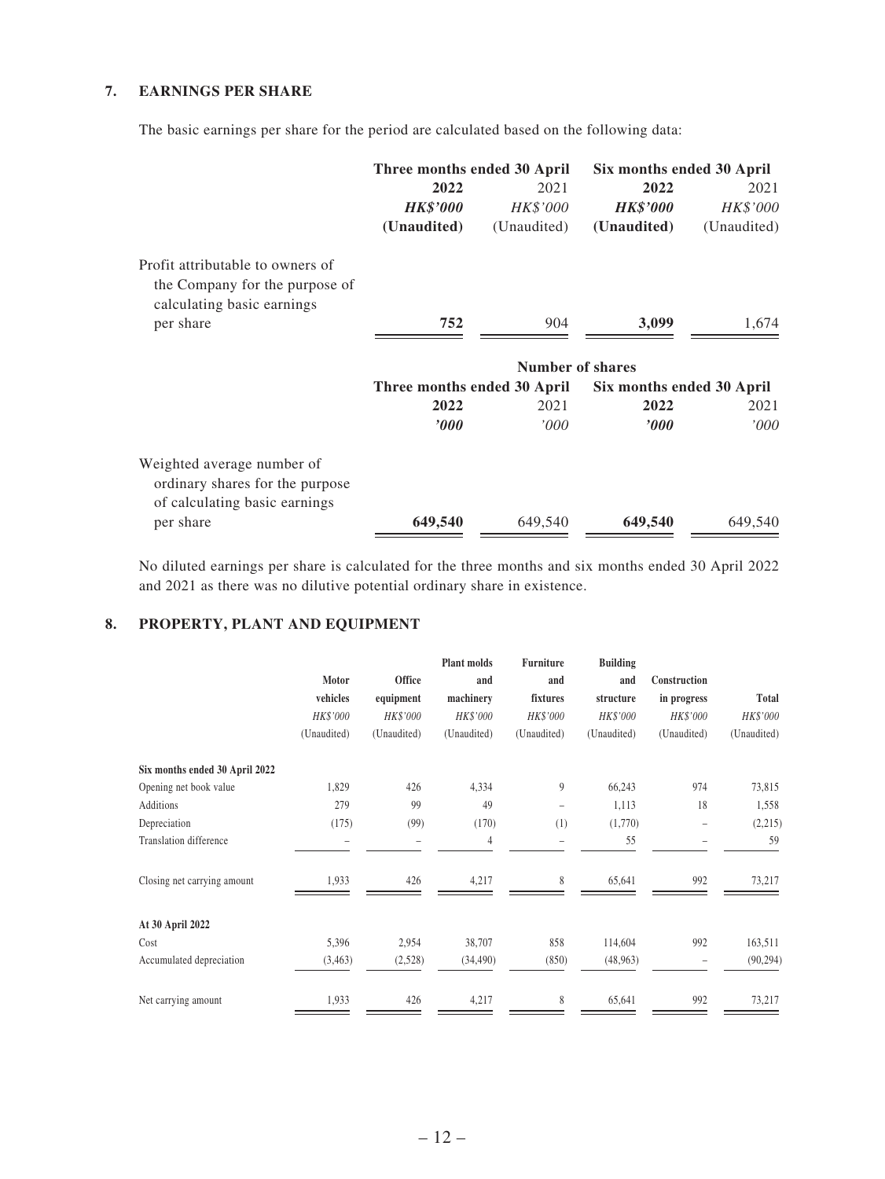## 7. EARNINGS PER SHARE

The basic earnings per share for the period are calculated based on the following data:

| | Three months ended 30 April | | Six months ended 30 April | |
|---|---|---|---|---|
| | **2022** | 2021 | **2022** | 2021 |
| | ***HK$'000*** | *HK$'000* | ***HK$'000*** | *HK$'000* |
| | **(Unaudited)** | (Unaudited) | **(Unaudited)** | (Unaudited) |
| Profit attributable to owners of the Company for the purpose of calculating basic earnings per share | **752** | 904 | **3,099** | 1,674 |

| | Number of shares | | | |
|---|---|---|---|---|
| | Three months ended 30 April | | Six months ended 30 April | |
| | **2022** | 2021 | **2022** | 2021 |
| | ***'000*** | *'000* | ***'000*** | *'000* |
| Weighted average number of ordinary shares for the purpose of calculating basic earnings per share | **649,540** | 649,540 | **649,540** | 649,540 |

No diluted earnings per share is calculated for the three months and six months ended 30 April 2022 and 2021 as there was no dilutive potential ordinary share in existence.

## 8. PROPERTY, PLANT AND EQUIPMENT

| | Motor vehicles | Office equipment | Plant molds and machinery | Furniture and fixtures | Building and structure | Construction in progress | Total |
|---|---|---|---|---|---|---|---|
| | *HK$'000* | *HK$'000* | *HK$'000* | *HK$'000* | *HK$'000* | *HK$'000* | *HK$'000* |
| | (Unaudited) | (Unaudited) | (Unaudited) | (Unaudited) | (Unaudited) | (Unaudited) | (Unaudited) |
| **Six months ended 30 April 2022** | | | | | | | |
| Opening net book value | 1,829 | 426 | 4,334 | 9 | 66,243 | 974 | 73,815 |
| Additions | 279 | 99 | 49 | – | 1,113 | 18 | 1,558 |
| Depreciation | (175) | (99) | (170) | (1) | (1,770) | – | (2,215) |
| Translation difference | – | – | 4 | – | 55 | – | 59 |
| Closing net carrying amount | 1,933 | 426 | 4,217 | 8 | 65,641 | 992 | 73,217 |
| **At 30 April 2022** | | | | | | | |
| Cost | 5,396 | 2,954 | 38,707 | 858 | 114,604 | 992 | 163,511 |
| Accumulated depreciation | (3,463) | (2,528) | (34,490) | (850) | (48,963) | – | (90,294) |
| Net carrying amount | 1,933 | 426 | 4,217 | 8 | 65,641 | 992 | 73,217 |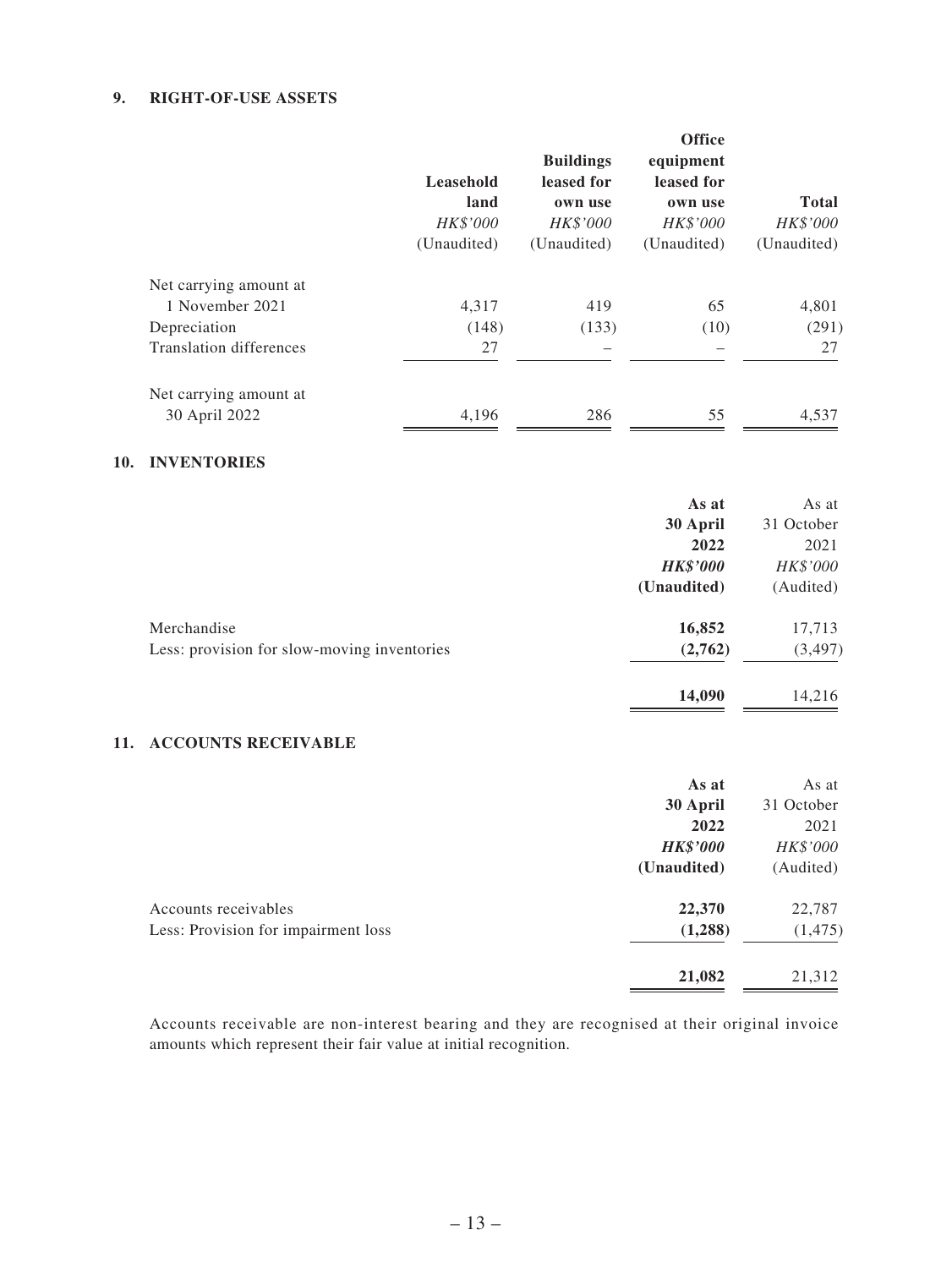### 9. RIGHT-OF-USE ASSETS

| | Leasehold land | Buildings leased for own use | Office equipment leased for own use | Total |
|---|---|---|---|---|
| | *HK$'000* | *HK$'000* | *HK$'000* | *HK$'000* |
| | (Unaudited) | (Unaudited) | (Unaudited) | (Unaudited) |
| Net carrying amount at 1 November 2021 | 4,317 | 419 | 65 | 4,801 |
| Depreciation | (148) | (133) | (10) | (291) |
| Translation differences | 27 | – | – | 27 |
| Net carrying amount at 30 April 2022 | 4,196 | 286 | 55 | 4,537 |

### 10. INVENTORIES

| | **As at 30 April 2022** | As at 31 October 2021 |
|---|---|---|
| | ***HK$'000*** | *HK$'000* |
| | **(Unaudited)** | (Audited) |
| Merchandise | **16,852** | 17,713 |
| Less: provision for slow-moving inventories | **(2,762)** | (3,497) |
| | **14,090** | 14,216 |

### 11. ACCOUNTS RECEIVABLE

| | **As at 30 April 2022** | As at 31 October 2021 |
|---|---|---|
| | ***HK$'000*** | *HK$'000* |
| | **(Unaudited)** | (Audited) |
| Accounts receivables | **22,370** | 22,787 |
| Less: Provision for impairment loss | **(1,288)** | (1,475) |
| | **21,082** | 21,312 |

Accounts receivable are non-interest bearing and they are recognised at their original invoice amounts which represent their fair value at initial recognition.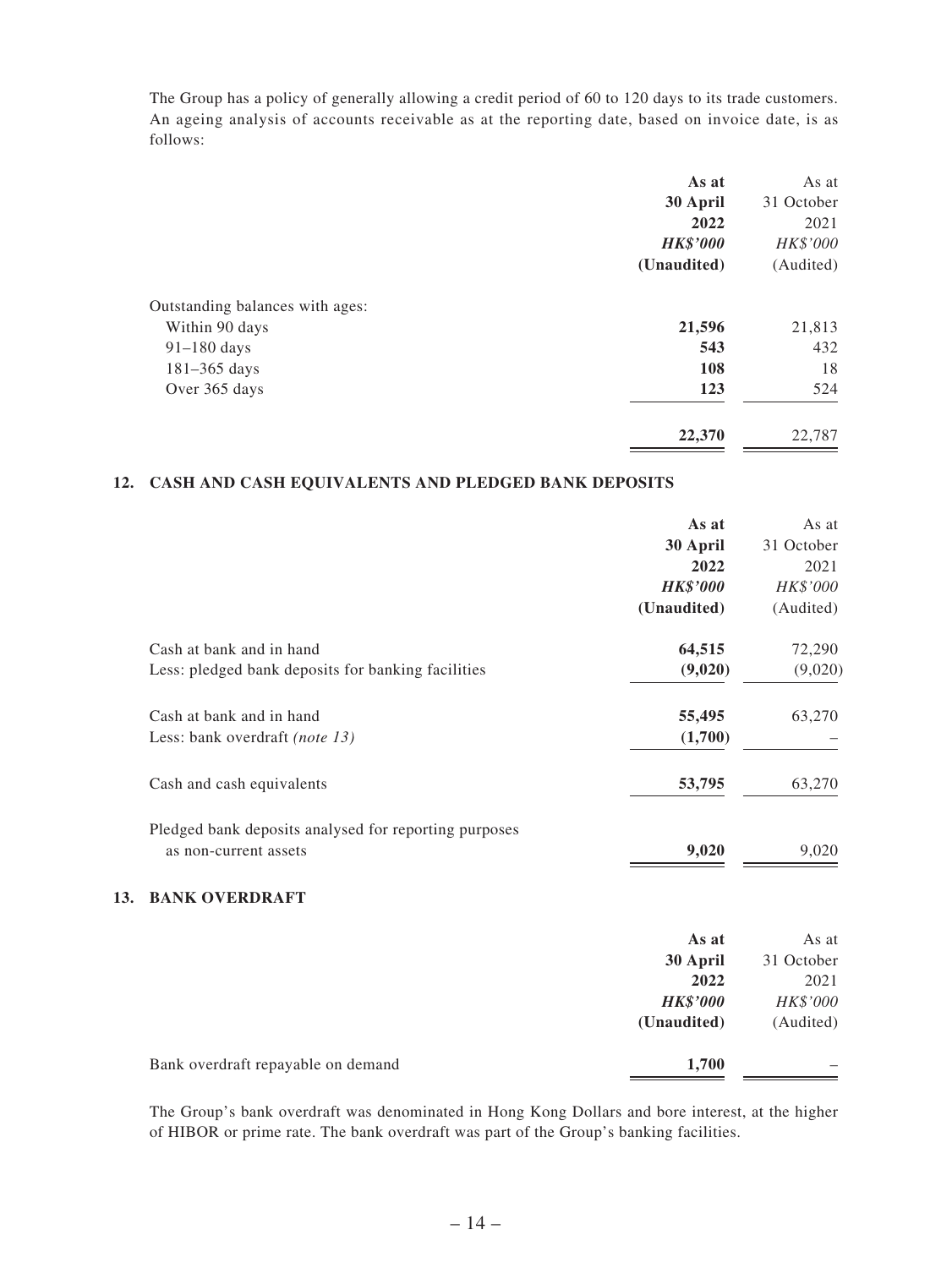The Group has a policy of generally allowing a credit period of 60 to 120 days to its trade customers. An ageing analysis of accounts receivable as at the reporting date, based on invoice date, is as follows:

| | **As at 30 April 2022** | As at 31 October 2021 |
|---|---|---|
| | ***HK$'000*** | *HK$'000* |
| | **(Unaudited)** | (Audited) |
| Outstanding balances with ages: | | |
| Within 90 days | **21,596** | 21,813 |
| 91–180 days | **543** | 432 |
| 181–365 days | **108** | 18 |
| Over 365 days | **123** | 524 |
| | **22,370** | 22,787 |

## 12. CASH AND CASH EQUIVALENTS AND PLEDGED BANK DEPOSITS

| | **As at 30 April 2022** | As at 31 October 2021 |
|---|---|---|
| | ***HK$'000*** | *HK$'000* |
| | **(Unaudited)** | (Audited) |
| Cash at bank and in hand | **64,515** | 72,290 |
| Less: pledged bank deposits for banking facilities | **(9,020)** | (9,020) |
| Cash at bank and in hand | **55,495** | 63,270 |
| Less: bank overdraft *(note 13)* | **(1,700)** | – |
| Cash and cash equivalents | **53,795** | 63,270 |
| Pledged bank deposits analysed for reporting purposes as non-current assets | **9,020** | 9,020 |

## 13. BANK OVERDRAFT

| | **As at 30 April 2022** | As at 31 October 2021 |
|---|---|---|
| | ***HK$'000*** | *HK$'000* |
| | **(Unaudited)** | (Audited) |
| Bank overdraft repayable on demand | **1,700** | – |

The Group's bank overdraft was denominated in Hong Kong Dollars and bore interest, at the higher of HIBOR or prime rate. The bank overdraft was part of the Group's banking facilities.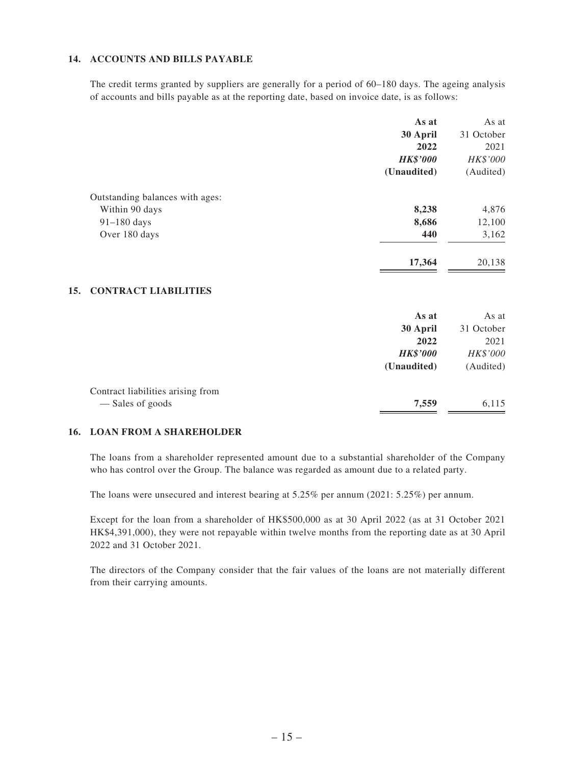## 14. ACCOUNTS AND BILLS PAYABLE

The credit terms granted by suppliers are generally for a period of 60–180 days. The ageing analysis of accounts and bills payable as at the reporting date, based on invoice date, is as follows:

| | **As at 30 April 2022** | As at 31 October 2021 |
|---|---|---|
| | ***HK$'000*** | *HK$'000* |
| | **(Unaudited)** | (Audited) |
| Outstanding balances with ages: | | |
| Within 90 days | **8,238** | 4,876 |
| 91–180 days | **8,686** | 12,100 |
| Over 180 days | **440** | 3,162 |
| | **17,364** | 20,138 |

## 15. CONTRACT LIABILITIES

| | **As at 30 April 2022** | As at 31 October 2021 |
|---|---|---|
| | ***HK$'000*** | *HK$'000* |
| | **(Unaudited)** | (Audited) |
| Contract liabilities arising from | | |
| — Sales of goods | **7,559** | 6,115 |

## 16. LOAN FROM A SHAREHOLDER

The loans from a shareholder represented amount due to a substantial shareholder of the Company who has control over the Group. The balance was regarded as amount due to a related party.

The loans were unsecured and interest bearing at 5.25% per annum (2021: 5.25%) per annum.

Except for the loan from a shareholder of HK$500,000 as at 30 April 2022 (as at 31 October 2021 HK$4,391,000), they were not repayable within twelve months from the reporting date as at 30 April 2022 and 31 October 2021.

The directors of the Company consider that the fair values of the loans are not materially different from their carrying amounts.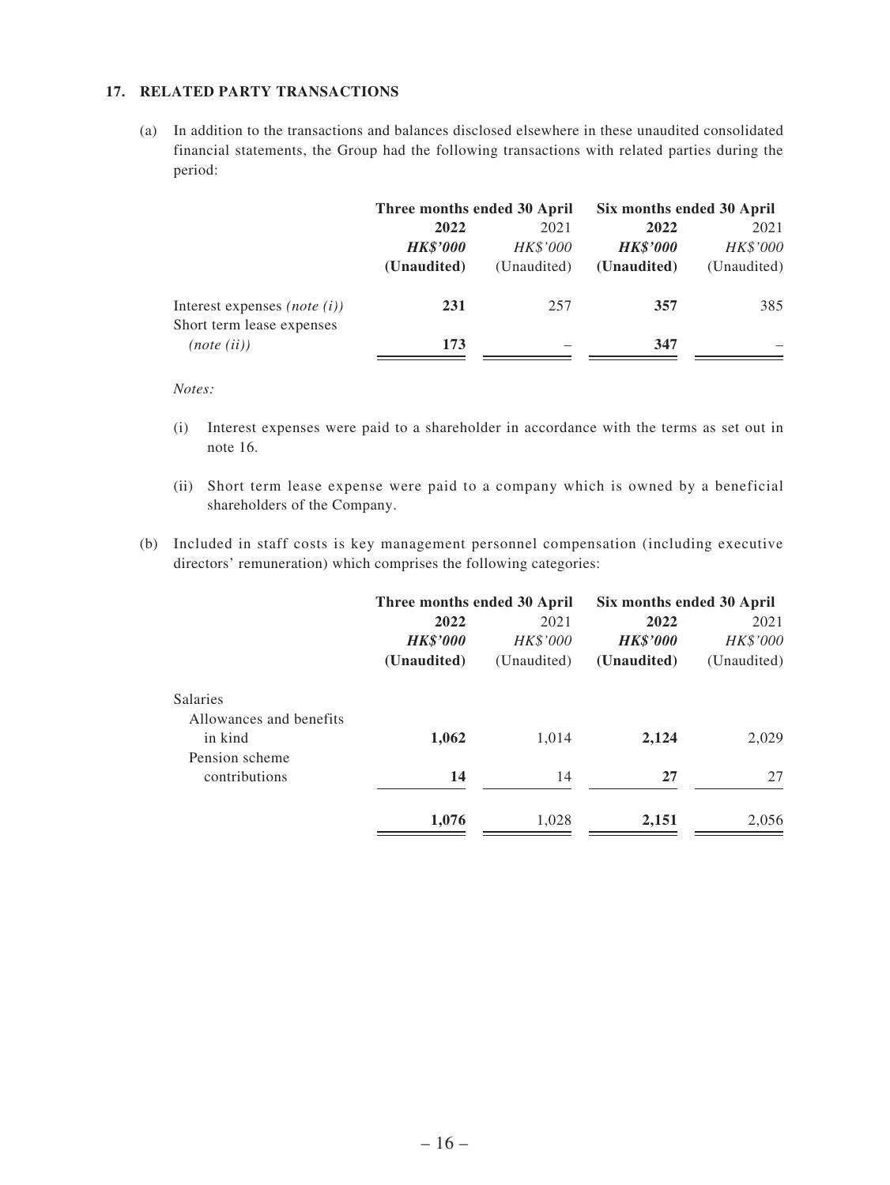## 17. RELATED PARTY TRANSACTIONS

(a) In addition to the transactions and balances disclosed elsewhere in these unaudited consolidated financial statements, the Group had the following transactions with related parties during the period:

| | Three months ended 30 April | | Six months ended 30 April | |
|---|---|---|---|---|
| | **2022** | 2021 | **2022** | 2021 |
| | ***HK$'000*** | *HK$'000* | ***HK$'000*** | *HK$'000* |
| | **(Unaudited)** | (Unaudited) | **(Unaudited)** | (Unaudited) |
| Interest expenses *(note (i))* | **231** | 257 | **357** | 385 |
| Short term lease expenses *(note (ii))* | **173** | – | **347** | – |

*Notes:*

(i) Interest expenses were paid to a shareholder in accordance with the terms as set out in note 16.

(ii) Short term lease expense were paid to a company which is owned by a beneficial shareholders of the Company.

(b) Included in staff costs is key management personnel compensation (including executive directors' remuneration) which comprises the following categories:

| | Three months ended 30 April | | Six months ended 30 April | |
|---|---|---|---|---|
| | **2022** | 2021 | **2022** | 2021 |
| | ***HK$'000*** | *HK$'000* | ***HK$'000*** | *HK$'000* |
| | **(Unaudited)** | (Unaudited) | **(Unaudited)** | (Unaudited) |
| Salaries | | | | |
| Allowances and benefits in kind | **1,062** | 1,014 | **2,124** | 2,029 |
| Pension scheme contributions | **14** | 14 | **27** | 27 |
| | **1,076** | 1,028 | **2,151** | 2,056 |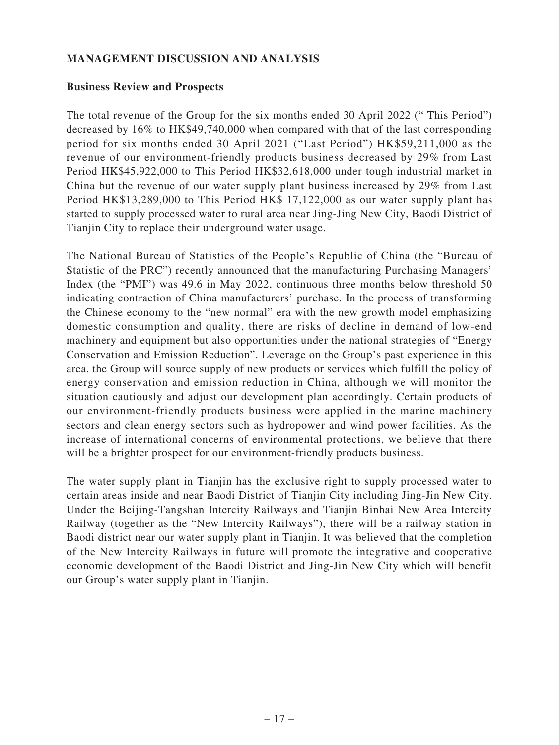## MANAGEMENT DISCUSSION AND ANALYSIS

### Business Review and Prospects

The total revenue of the Group for the six months ended 30 April 2022 (" This Period") decreased by 16% to HK$49,740,000 when compared with that of the last corresponding period for six months ended 30 April 2021 ("Last Period") HK$59,211,000 as the revenue of our environment-friendly products business decreased by 29% from Last Period HK$45,922,000 to This Period HK$32,618,000 under tough industrial market in China but the revenue of our water supply plant business increased by 29% from Last Period HK$13,289,000 to This Period HK$ 17,122,000 as our water supply plant has started to supply processed water to rural area near Jing-Jing New City, Baodi District of Tianjin City to replace their underground water usage.

The National Bureau of Statistics of the People's Republic of China (the "Bureau of Statistic of the PRC") recently announced that the manufacturing Purchasing Managers' Index (the "PMI") was 49.6 in May 2022, continuous three months below threshold 50 indicating contraction of China manufacturers' purchase. In the process of transforming the Chinese economy to the "new normal" era with the new growth model emphasizing domestic consumption and quality, there are risks of decline in demand of low-end machinery and equipment but also opportunities under the national strategies of "Energy Conservation and Emission Reduction". Leverage on the Group's past experience in this area, the Group will source supply of new products or services which fulfill the policy of energy conservation and emission reduction in China, although we will monitor the situation cautiously and adjust our development plan accordingly. Certain products of our environment-friendly products business were applied in the marine machinery sectors and clean energy sectors such as hydropower and wind power facilities. As the increase of international concerns of environmental protections, we believe that there will be a brighter prospect for our environment-friendly products business.

The water supply plant in Tianjin has the exclusive right to supply processed water to certain areas inside and near Baodi District of Tianjin City including Jing-Jin New City. Under the Beijing-Tangshan Intercity Railways and Tianjin Binhai New Area Intercity Railway (together as the "New Intercity Railways"), there will be a railway station in Baodi district near our water supply plant in Tianjin. It was believed that the completion of the New Intercity Railways in future will promote the integrative and cooperative economic development of the Baodi District and Jing-Jin New City which will benefit our Group's water supply plant in Tianjin.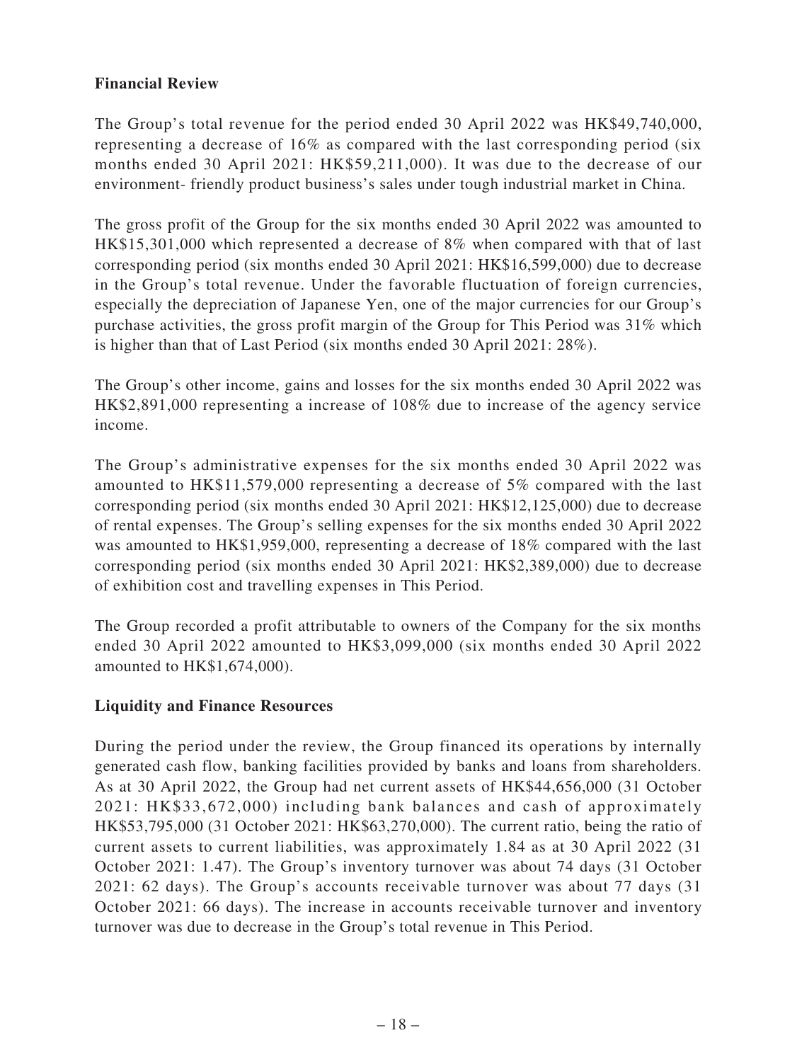**Financial Review**

The Group's total revenue for the period ended 30 April 2022 was HK$49,740,000, representing a decrease of 16% as compared with the last corresponding period (six months ended 30 April 2021: HK$59,211,000). It was due to the decrease of our environment- friendly product business's sales under tough industrial market in China.

The gross profit of the Group for the six months ended 30 April 2022 was amounted to HK$15,301,000 which represented a decrease of 8% when compared with that of last corresponding period (six months ended 30 April 2021: HK$16,599,000) due to decrease in the Group's total revenue. Under the favorable fluctuation of foreign currencies, especially the depreciation of Japanese Yen, one of the major currencies for our Group's purchase activities, the gross profit margin of the Group for This Period was 31% which is higher than that of Last Period (six months ended 30 April 2021: 28%).

The Group's other income, gains and losses for the six months ended 30 April 2022 was HK$2,891,000 representing a increase of 108% due to increase of the agency service income.

The Group's administrative expenses for the six months ended 30 April 2022 was amounted to HK$11,579,000 representing a decrease of 5% compared with the last corresponding period (six months ended 30 April 2021: HK$12,125,000) due to decrease of rental expenses. The Group's selling expenses for the six months ended 30 April 2022 was amounted to HK$1,959,000, representing a decrease of 18% compared with the last corresponding period (six months ended 30 April 2021: HK$2,389,000) due to decrease of exhibition cost and travelling expenses in This Period.

The Group recorded a profit attributable to owners of the Company for the six months ended 30 April 2022 amounted to HK$3,099,000 (six months ended 30 April 2022 amounted to HK$1,674,000).

**Liquidity and Finance Resources**

During the period under the review, the Group financed its operations by internally generated cash flow, banking facilities provided by banks and loans from shareholders. As at 30 April 2022, the Group had net current assets of HK$44,656,000 (31 October 2021: HK$33,672,000) including bank balances and cash of approximately HK$53,795,000 (31 October 2021: HK$63,270,000). The current ratio, being the ratio of current assets to current liabilities, was approximately 1.84 as at 30 April 2022 (31 October 2021: 1.47). The Group's inventory turnover was about 74 days (31 October 2021: 62 days). The Group's accounts receivable turnover was about 77 days (31 October 2021: 66 days). The increase in accounts receivable turnover and inventory turnover was due to decrease in the Group's total revenue in This Period.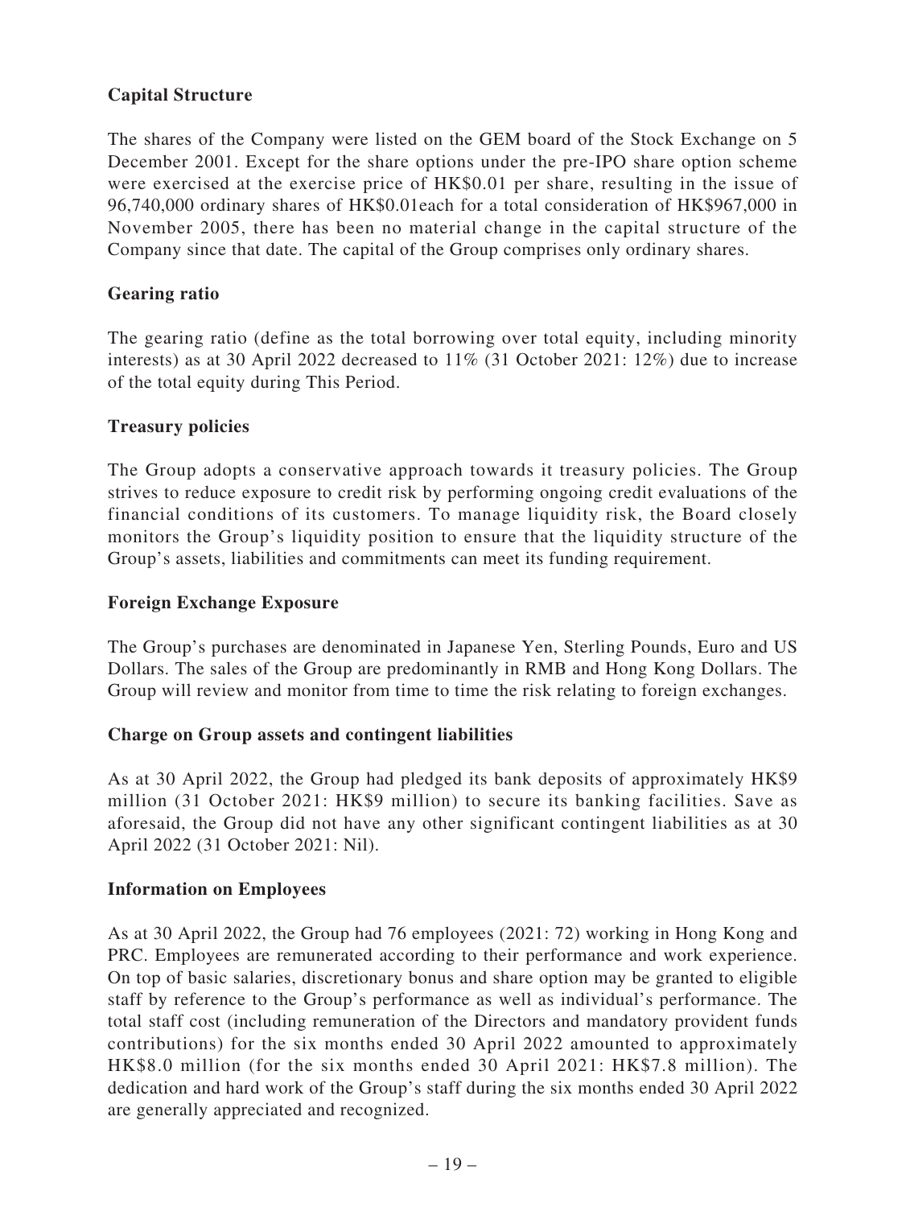**Capital Structure**

The shares of the Company were listed on the GEM board of the Stock Exchange on 5 December 2001. Except for the share options under the pre-IPO share option scheme were exercised at the exercise price of HK$0.01 per share, resulting in the issue of 96,740,000 ordinary shares of HK$0.01each for a total consideration of HK$967,000 in November 2005, there has been no material change in the capital structure of the Company since that date. The capital of the Group comprises only ordinary shares.

**Gearing ratio**

The gearing ratio (define as the total borrowing over total equity, including minority interests) as at 30 April 2022 decreased to 11% (31 October 2021: 12%) due to increase of the total equity during This Period.

**Treasury policies**

The Group adopts a conservative approach towards it treasury policies. The Group strives to reduce exposure to credit risk by performing ongoing credit evaluations of the financial conditions of its customers. To manage liquidity risk, the Board closely monitors the Group's liquidity position to ensure that the liquidity structure of the Group's assets, liabilities and commitments can meet its funding requirement.

**Foreign Exchange Exposure**

The Group's purchases are denominated in Japanese Yen, Sterling Pounds, Euro and US Dollars. The sales of the Group are predominantly in RMB and Hong Kong Dollars. The Group will review and monitor from time to time the risk relating to foreign exchanges.

**Charge on Group assets and contingent liabilities**

As at 30 April 2022, the Group had pledged its bank deposits of approximately HK$9 million (31 October 2021: HK$9 million) to secure its banking facilities. Save as aforesaid, the Group did not have any other significant contingent liabilities as at 30 April 2022 (31 October 2021: Nil).

**Information on Employees**

As at 30 April 2022, the Group had 76 employees (2021: 72) working in Hong Kong and PRC. Employees are remunerated according to their performance and work experience. On top of basic salaries, discretionary bonus and share option may be granted to eligible staff by reference to the Group's performance as well as individual's performance. The total staff cost (including remuneration of the Directors and mandatory provident funds contributions) for the six months ended 30 April 2022 amounted to approximately HK$8.0 million (for the six months ended 30 April 2021: HK$7.8 million). The dedication and hard work of the Group's staff during the six months ended 30 April 2022 are generally appreciated and recognized.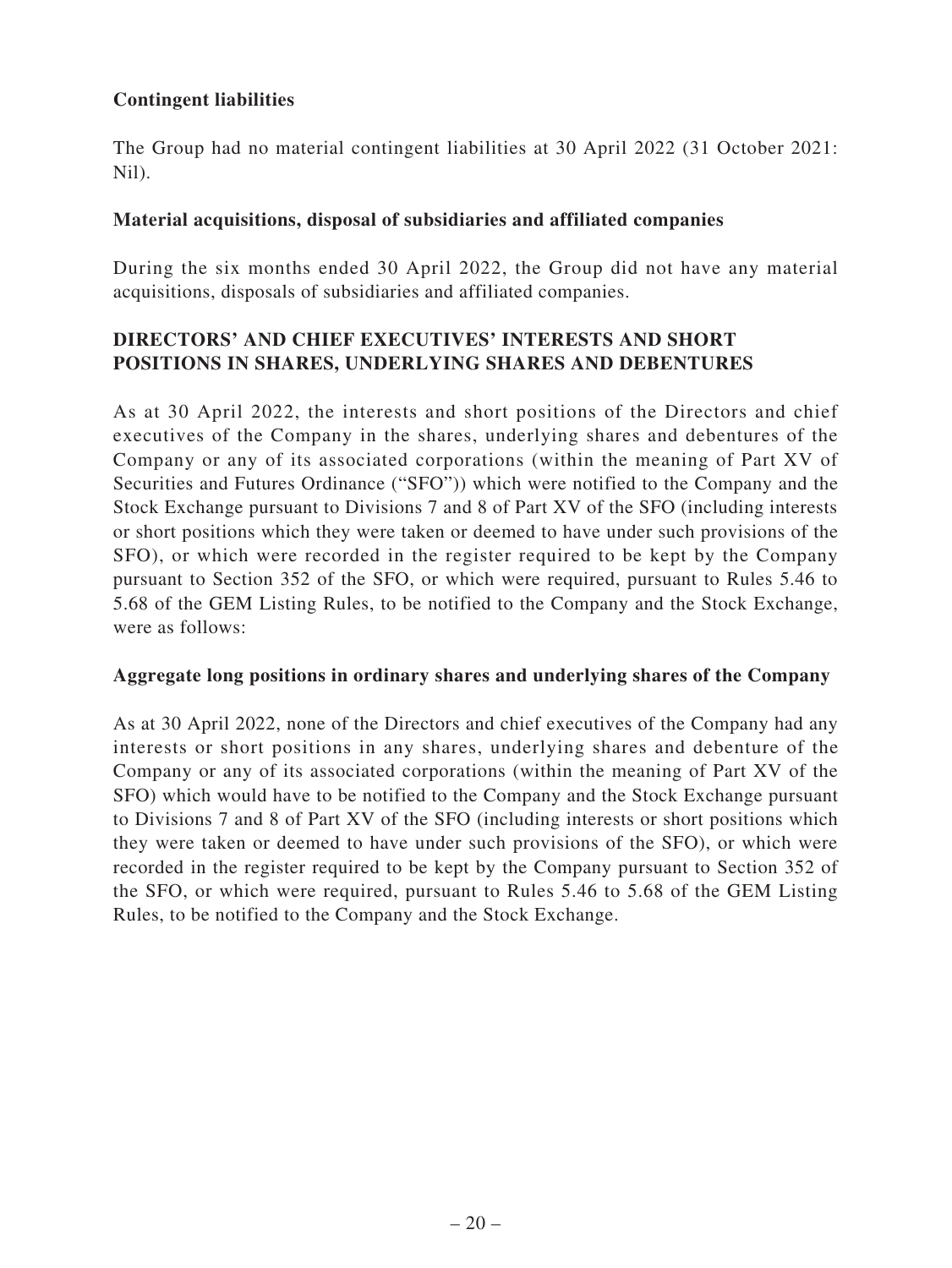**Contingent liabilities**

The Group had no material contingent liabilities at 30 April 2022 (31 October 2021: Nil).

**Material acquisitions, disposal of subsidiaries and affiliated companies**

During the six months ended 30 April 2022, the Group did not have any material acquisitions, disposals of subsidiaries and affiliated companies.

## DIRECTORS' AND CHIEF EXECUTIVES' INTERESTS AND SHORT POSITIONS IN SHARES, UNDERLYING SHARES AND DEBENTURES

As at 30 April 2022, the interests and short positions of the Directors and chief executives of the Company in the shares, underlying shares and debentures of the Company or any of its associated corporations (within the meaning of Part XV of Securities and Futures Ordinance ("SFO")) which were notified to the Company and the Stock Exchange pursuant to Divisions 7 and 8 of Part XV of the SFO (including interests or short positions which they were taken or deemed to have under such provisions of the SFO), or which were recorded in the register required to be kept by the Company pursuant to Section 352 of the SFO, or which were required, pursuant to Rules 5.46 to 5.68 of the GEM Listing Rules, to be notified to the Company and the Stock Exchange, were as follows:

**Aggregate long positions in ordinary shares and underlying shares of the Company**

As at 30 April 2022, none of the Directors and chief executives of the Company had any interests or short positions in any shares, underlying shares and debenture of the Company or any of its associated corporations (within the meaning of Part XV of the SFO) which would have to be notified to the Company and the Stock Exchange pursuant to Divisions 7 and 8 of Part XV of the SFO (including interests or short positions which they were taken or deemed to have under such provisions of the SFO), or which were recorded in the register required to be kept by the Company pursuant to Section 352 of the SFO, or which were required, pursuant to Rules 5.46 to 5.68 of the GEM Listing Rules, to be notified to the Company and the Stock Exchange.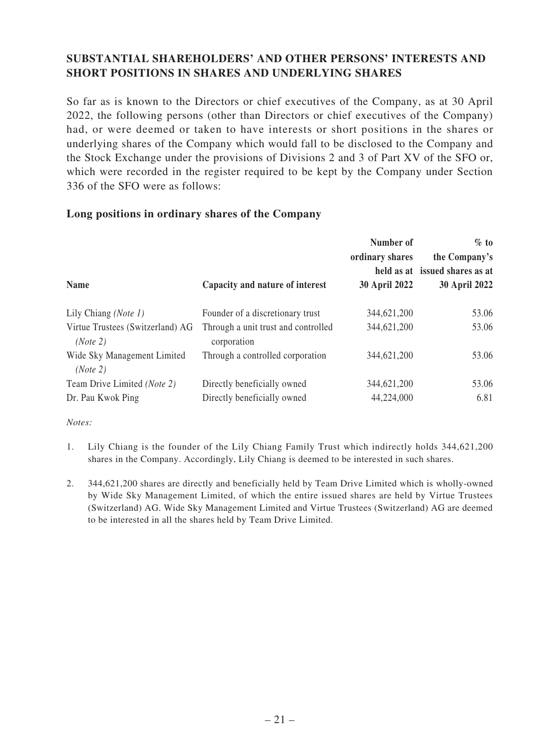## SUBSTANTIAL SHAREHOLDERS' AND OTHER PERSONS' INTERESTS AND SHORT POSITIONS IN SHARES AND UNDERLYING SHARES

So far as is known to the Directors or chief executives of the Company, as at 30 April 2022, the following persons (other than Directors or chief executives of the Company) had, or were deemed or taken to have interests or short positions in the shares or underlying shares of the Company which would fall to be disclosed to the Company and the Stock Exchange under the provisions of Divisions 2 and 3 of Part XV of the SFO or, which were recorded in the register required to be kept by the Company under Section 336 of the SFO were as follows:

### Long positions in ordinary shares of the Company

| Name | Capacity and nature of interest | Number of ordinary shares held as at 30 April 2022 | % to the Company's issued shares as at 30 April 2022 |
|---|---|---|---|
| Lily Chiang *(Note 1)* | Founder of a discretionary trust | 344,621,200 | 53.06 |
| Virtue Trustees (Switzerland) AG *(Note 2)* | Through a unit trust and controlled corporation | 344,621,200 | 53.06 |
| Wide Sky Management Limited *(Note 2)* | Through a controlled corporation | 344,621,200 | 53.06 |
| Team Drive Limited *(Note 2)* | Directly beneficially owned | 344,621,200 | 53.06 |
| Dr. Pau Kwok Ping | Directly beneficially owned | 44,224,000 | 6.81 |

*Notes:*

1. Lily Chiang is the founder of the Lily Chiang Family Trust which indirectly holds 344,621,200 shares in the Company. Accordingly, Lily Chiang is deemed to be interested in such shares.

2. 344,621,200 shares are directly and beneficially held by Team Drive Limited which is wholly-owned by Wide Sky Management Limited, of which the entire issued shares are held by Virtue Trustees (Switzerland) AG. Wide Sky Management Limited and Virtue Trustees (Switzerland) AG are deemed to be interested in all the shares held by Team Drive Limited.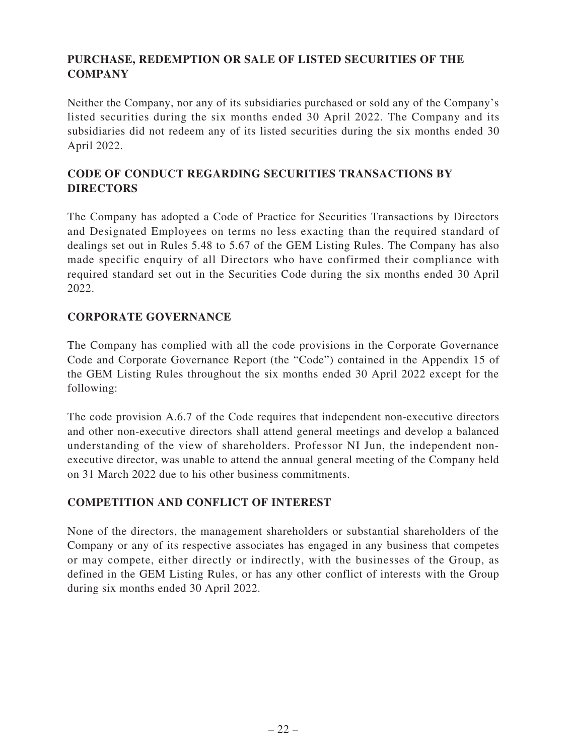## PURCHASE, REDEMPTION OR SALE OF LISTED SECURITIES OF THE COMPANY

Neither the Company, nor any of its subsidiaries purchased or sold any of the Company's listed securities during the six months ended 30 April 2022. The Company and its subsidiaries did not redeem any of its listed securities during the six months ended 30 April 2022.

## CODE OF CONDUCT REGARDING SECURITIES TRANSACTIONS BY DIRECTORS

The Company has adopted a Code of Practice for Securities Transactions by Directors and Designated Employees on terms no less exacting than the required standard of dealings set out in Rules 5.48 to 5.67 of the GEM Listing Rules. The Company has also made specific enquiry of all Directors who have confirmed their compliance with required standard set out in the Securities Code during the six months ended 30 April 2022.

## CORPORATE GOVERNANCE

The Company has complied with all the code provisions in the Corporate Governance Code and Corporate Governance Report (the "Code") contained in the Appendix 15 of the GEM Listing Rules throughout the six months ended 30 April 2022 except for the following:

The code provision A.6.7 of the Code requires that independent non-executive directors and other non-executive directors shall attend general meetings and develop a balanced understanding of the view of shareholders. Professor NI Jun, the independent non-executive director, was unable to attend the annual general meeting of the Company held on 31 March 2022 due to his other business commitments.

## COMPETITION AND CONFLICT OF INTEREST

None of the directors, the management shareholders or substantial shareholders of the Company or any of its respective associates has engaged in any business that competes or may compete, either directly or indirectly, with the businesses of the Group, as defined in the GEM Listing Rules, or has any other conflict of interests with the Group during six months ended 30 April 2022.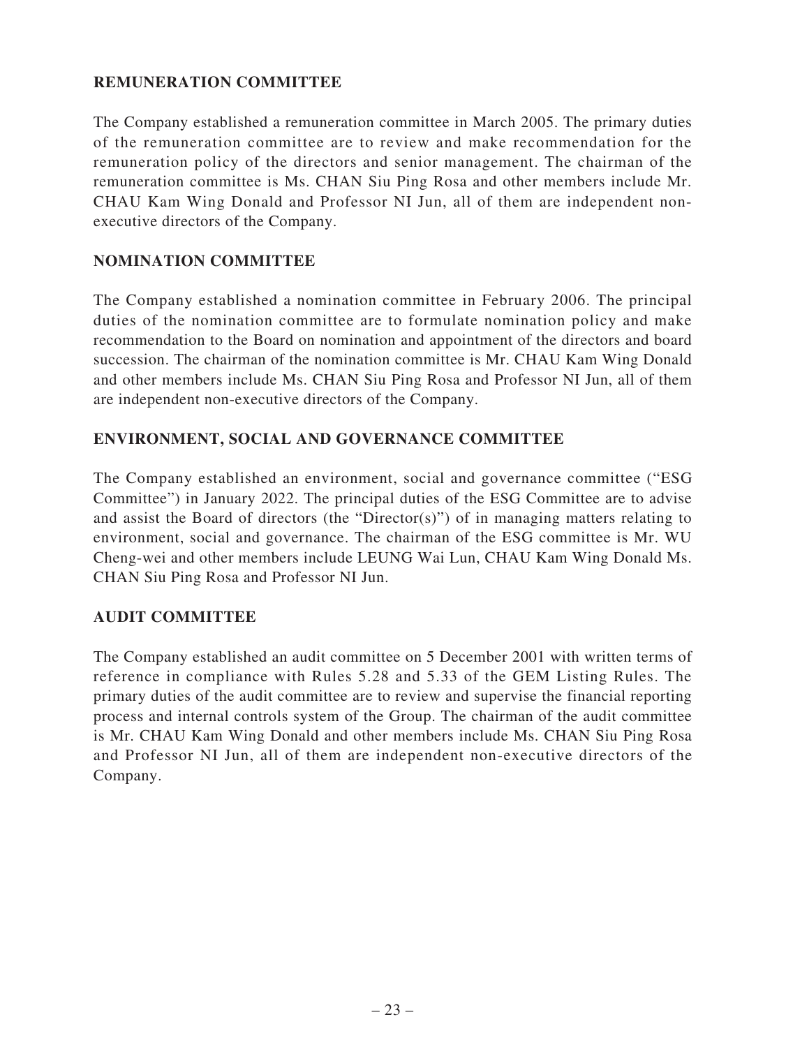## REMUNERATION COMMITTEE

The Company established a remuneration committee in March 2005. The primary duties of the remuneration committee are to review and make recommendation for the remuneration policy of the directors and senior management. The chairman of the remuneration committee is Ms. CHAN Siu Ping Rosa and other members include Mr. CHAU Kam Wing Donald and Professor NI Jun, all of them are independent non-executive directors of the Company.

## NOMINATION COMMITTEE

The Company established a nomination committee in February 2006. The principal duties of the nomination committee are to formulate nomination policy and make recommendation to the Board on nomination and appointment of the directors and board succession. The chairman of the nomination committee is Mr. CHAU Kam Wing Donald and other members include Ms. CHAN Siu Ping Rosa and Professor NI Jun, all of them are independent non-executive directors of the Company.

## ENVIRONMENT, SOCIAL AND GOVERNANCE COMMITTEE

The Company established an environment, social and governance committee ("ESG Committee") in January 2022. The principal duties of the ESG Committee are to advise and assist the Board of directors (the "Director(s)") of in managing matters relating to environment, social and governance. The chairman of the ESG committee is Mr. WU Cheng-wei and other members include LEUNG Wai Lun, CHAU Kam Wing Donald Ms. CHAN Siu Ping Rosa and Professor NI Jun.

## AUDIT COMMITTEE

The Company established an audit committee on 5 December 2001 with written terms of reference in compliance with Rules 5.28 and 5.33 of the GEM Listing Rules. The primary duties of the audit committee are to review and supervise the financial reporting process and internal controls system of the Group. The chairman of the audit committee is Mr. CHAU Kam Wing Donald and other members include Ms. CHAN Siu Ping Rosa and Professor NI Jun, all of them are independent non-executive directors of the Company.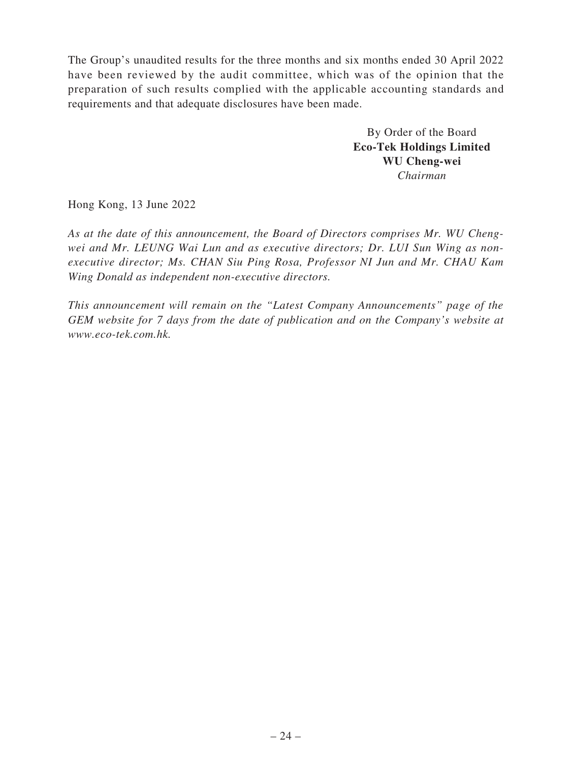The Group's unaudited results for the three months and six months ended 30 April 2022 have been reviewed by the audit committee, which was of the opinion that the preparation of such results complied with the applicable accounting standards and requirements and that adequate disclosures have been made.

By Order of the Board
**Eco-Tek Holdings Limited**
**WU Cheng-wei**
*Chairman*

Hong Kong, 13 June 2022

*As at the date of this announcement, the Board of Directors comprises Mr. WU Cheng-wei and Mr. LEUNG Wai Lun and as executive directors; Dr. LUI Sun Wing as non-executive director; Ms. CHAN Siu Ping Rosa, Professor NI Jun and Mr. CHAU Kam Wing Donald as independent non-executive directors.*

*This announcement will remain on the "Latest Company Announcements" page of the GEM website for 7 days from the date of publication and on the Company's website at www.eco-tek.com.hk.*